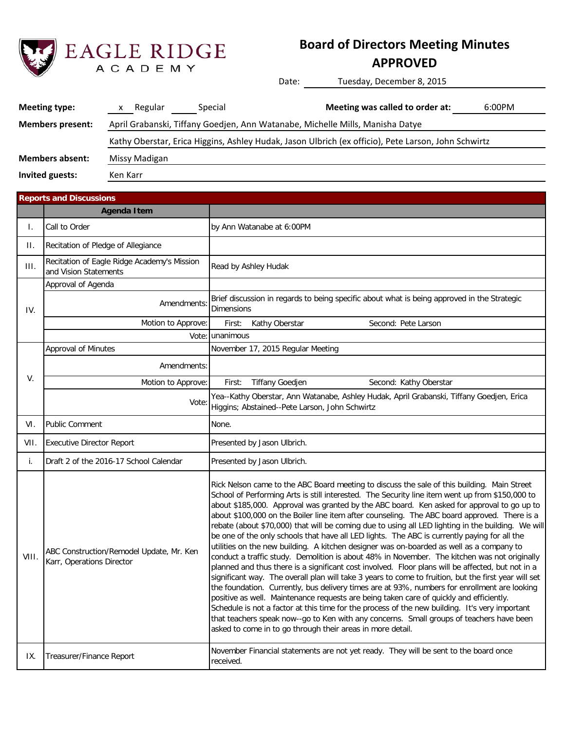# EAGLE RIDGE ACADEMY

## Board of Directors Meeting Minutes
## APPROVED

**Date:** Tuesday, December 8, 2015

**Meeting type:** x Regular ___ Special

**Meeting was called to order at:** 6:00PM

**Members present:** April Grabanski, Tiffany Goedjen, Ann Watanabe, Michelle Mills, Manisha Datye, Kathy Oberstar, Erica Higgins, Ashley Hudak, Jason Ulbrich (ex officio), Pete Larson, John Schwirtz

**Members absent:** Missy Madigan

**Invited guests:** Ken Karr

### Reports and Discussions

| | Agenda Item | |
|---|---|---|
| I. | Call to Order | by Ann Watanabe at 6:00PM |
| II. | Recitation of Pledge of Allegiance | |
| III. | Recitation of Eagle Ridge Academy's Mission and Vision Statements | Read by Ashley Hudak |
| IV. | Approval of Agenda | |
| | Amendments: | Brief discussion in regards to being specific about what is being approved in the Strategic Dimensions |
| | Motion to Approve: | First: Kathy Oberstar Second: Pete Larson |
| | Vote: | unanimous |
| V. | Approval of Minutes | November 17, 2015 Regular Meeting |
| | Amendments: | |
| | Motion to Approve: | First: Tiffany Goedjen Second: Kathy Oberstar |
| | Vote: | Yea--Kathy Oberstar, Ann Watanabe, Ashley Hudak, April Grabanski, Tiffany Goedjen, Erica Higgins; Abstained--Pete Larson, John Schwirtz |
| VI. | Public Comment | None. |
| VII. | Executive Director Report | Presented by Jason Ulbrich. |
| i. | Draft 2 of the 2016-17 School Calendar | Presented by Jason Ulbrich. |
| VIII. | ABC Construction/Remodel Update, Mr. Ken Karr, Operations Director | Rick Nelson came to the ABC Board meeting to discuss the sale of this building. Main Street School of Performing Arts is still interested. The Security line item went up from $150,000 to about $185,000. Approval was granted by the ABC board. Ken asked for approval to go up to about $100,000 on the Boiler line item after counseling. The ABC board approved. There is a rebate (about $70,000) that will be coming due to using all LED lighting in the building. We will be one of the only schools that have all LED lights. The ABC is currently paying for all the utilities on the new building. A kitchen designer was on-boarded as well as a company to conduct a traffic study. Demolition is about 48% in November. The kitchen was not originally planned and thus there is a significant cost involved. Floor plans will be affected, but not in a significant way. The overall plan will take 3 years to come to fruition, but the first year will set the foundation. Currently, bus delivery times are at 93%, numbers for enrollment are looking positive as well. Maintenance requests are being taken care of quickly and efficiently. Schedule is not a factor at this time for the process of the new building. It's very important that teachers speak now--go to Ken with any concerns. Small groups of teachers have been asked to come in to go through their areas in more detail. |
| IX. | Treasurer/Finance Report | November Financial statements are not yet ready. They will be sent to the board once received. |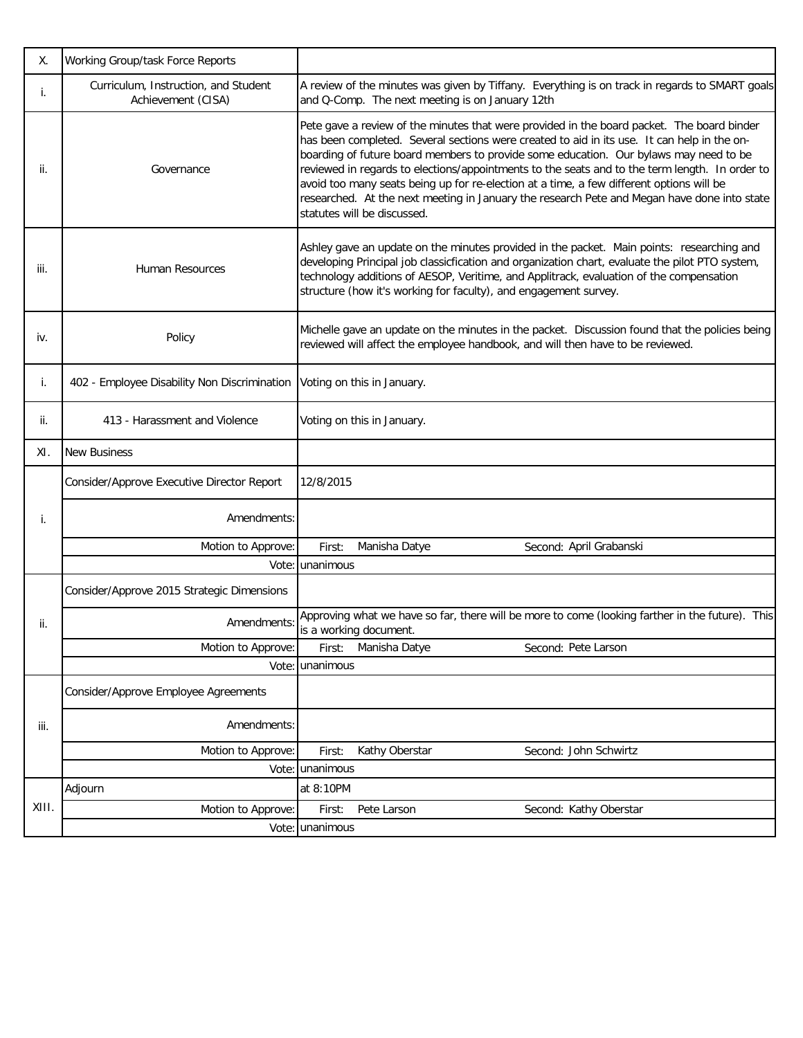| | | |
|---|---|---|
| X. | Working Group/task Force Reports | |
| i. | Curriculum, Instruction, and Student Achievement (CISA) | A review of the minutes was given by Tiffany. Everything is on track in regards to SMART goals and Q-Comp. The next meeting is on January 12th |
| ii. | Governance | Pete gave a review of the minutes that were provided in the board packet. The board binder has been completed. Several sections were created to aid in its use. It can help in the on-boarding of future board members to provide some education. Our bylaws may need to be reviewed in regards to elections/appointments to the seats and to the term length. In order to avoid too many seats being up for re-election at a time, a few different options will be researched. At the next meeting in January the research Pete and Megan have done into state statutes will be discussed. |
| iii. | Human Resources | Ashley gave an update on the minutes provided in the packet. Main points: researching and developing Principal job classicfication and organization chart, evaluate the pilot PTO system, technology additions of AESOP, Veritime, and Applitrack, evaluation of the compensation structure (how it's working for faculty), and engagement survey. |
| iv. | Policy | Michelle gave an update on the minutes in the packet. Discussion found that the policies being reviewed will affect the employee handbook, and will then have to be reviewed. |
| i. | 402 - Employee Disability Non Discrimination | Voting on this in January. |
| ii. | 413 - Harassment and Violence | Voting on this in January. |
| XI. | New Business | |
| i. | Consider/Approve Executive Director Report | 12/8/2015 |
| | Amendments: | |
| | Motion to Approve: | First: Manisha Datye Second: April Grabanski |
| | Vote: | unanimous |
| ii. | Consider/Approve 2015 Strategic Dimensions | |
| | Amendments: | Approving what we have so far, there will be more to come (looking farther in the future). This is a working document. |
| | Motion to Approve: | First: Manisha Datye Second: Pete Larson |
| | Vote: | unanimous |
| iii. | Consider/Approve Employee Agreements | |
| | Amendments: | |
| | Motion to Approve: | First: Kathy Oberstar Second: John Schwirtz |
| | Vote: | unanimous |
| XIII. | Adjourn | at 8:10PM |
| | Motion to Approve: | First: Pete Larson Second: Kathy Oberstar |
| | Vote: | unanimous |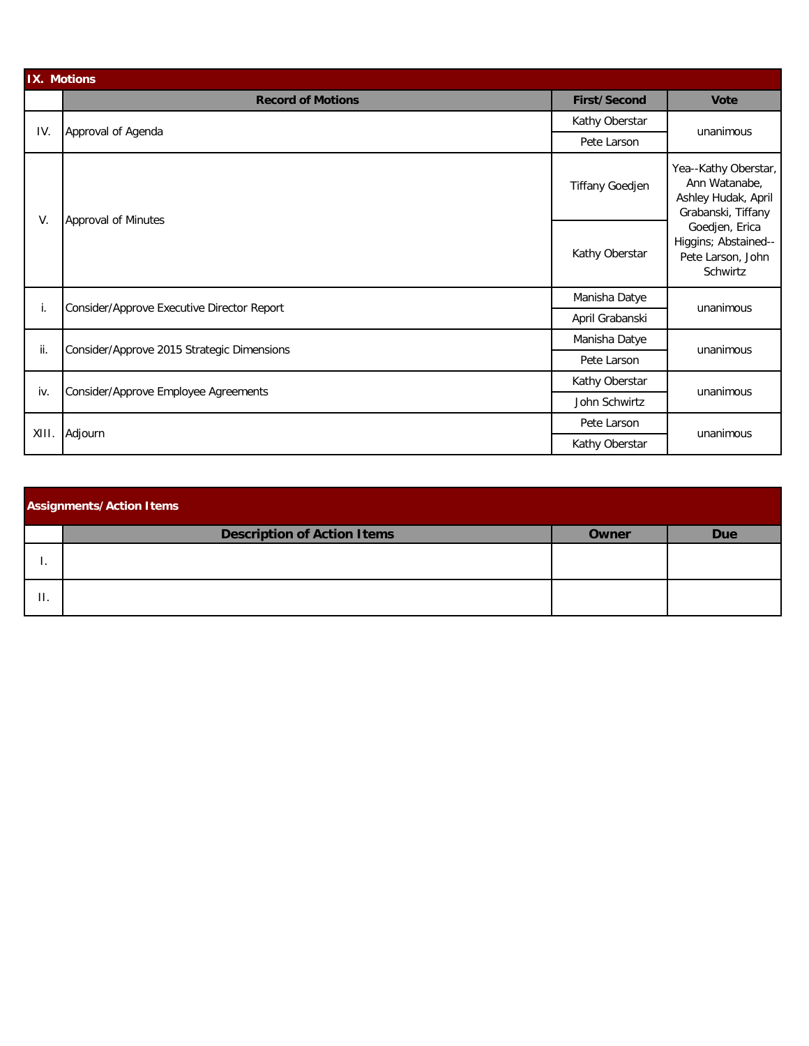## IX. Motions

| | Record of Motions | First/Second | Vote |
|---|---|---|---|
| IV. | Approval of Agenda | Kathy Oberstar | unanimous |
| | | Pete Larson | |
| V. | Approval of Minutes | Tiffany Goedjen | Yea--Kathy Oberstar, Ann Watanabe, Ashley Hudak, April Grabanski, Tiffany Goedjen, Erica Higgins; Abstained--Pete Larson, John Schwirtz |
| | | Kathy Oberstar | |
| i. | Consider/Approve Executive Director Report | Manisha Datye | unanimous |
| | | April Grabanski | |
| ii. | Consider/Approve 2015 Strategic Dimensions | Manisha Datye | unanimous |
| | | Pete Larson | |
| iv. | Consider/Approve Employee Agreements | Kathy Oberstar | unanimous |
| | | John Schwirtz | |
| XIII. | Adjourn | Pete Larson | unanimous |
| | | Kathy Oberstar | |

## Assignments/Action Items

| | Description of Action Items | Owner | Due |
|---|---|---|---|
| I. | | | |
| II. | | | |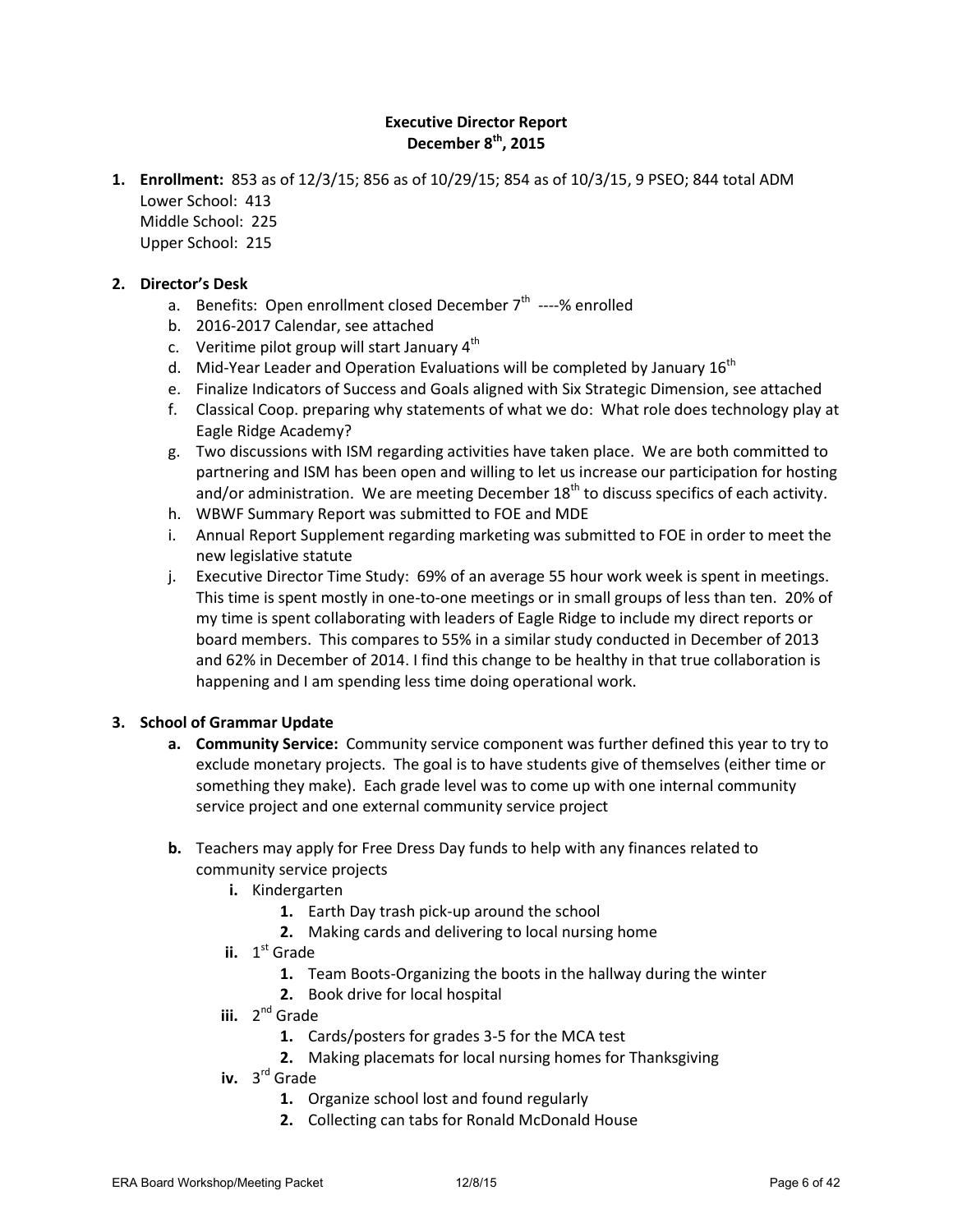**Executive Director Report**
**December 8th, 2015**

1. **Enrollment:** 853 as of 12/3/15; 856 as of 10/29/15; 854 as of 10/3/15, 9 PSEO; 844 total ADM
   Lower School: 413
   Middle School: 225
   Upper School: 215

2. **Director's Desk**
   a. Benefits: Open enrollment closed December 7th ----% enrolled
   b. 2016-2017 Calendar, see attached
   c. Veritime pilot group will start January 4th
   d. Mid-Year Leader and Operation Evaluations will be completed by January 16th
   e. Finalize Indicators of Success and Goals aligned with Six Strategic Dimension, see attached
   f. Classical Coop. preparing why statements of what we do: What role does technology play at Eagle Ridge Academy?
   g. Two discussions with ISM regarding activities have taken place. We are both committed to partnering and ISM has been open and willing to let us increase our participation for hosting and/or administration. We are meeting December 18th to discuss specifics of each activity.
   h. WBWF Summary Report was submitted to FOE and MDE
   i. Annual Report Supplement regarding marketing was submitted to FOE in order to meet the new legislative statute
   j. Executive Director Time Study: 69% of an average 55 hour work week is spent in meetings. This time is spent mostly in one-to-one meetings or in small groups of less than ten. 20% of my time is spent collaborating with leaders of Eagle Ridge to include my direct reports or board members. This compares to 55% in a similar study conducted in December of 2013 and 62% in December of 2014. I find this change to be healthy in that true collaboration is happening and I am spending less time doing operational work.

3. **School of Grammar Update**
   a. **Community Service:** Community service component was further defined this year to try to exclude monetary projects. The goal is to have students give of themselves (either time or something they make). Each grade level was to come up with one internal community service project and one external community service project

   b. Teachers may apply for Free Dress Day funds to help with any finances related to community service projects
      i. Kindergarten
         1. Earth Day trash pick-up around the school
         2. Making cards and delivering to local nursing home
      ii. 1st Grade
         1. Team Boots-Organizing the boots in the hallway during the winter
         2. Book drive for local hospital
      iii. 2nd Grade
         1. Cards/posters for grades 3-5 for the MCA test
         2. Making placemats for local nursing homes for Thanksgiving
      iv. 3rd Grade
         1. Organize school lost and found regularly
         2. Collecting can tabs for Ronald McDonald House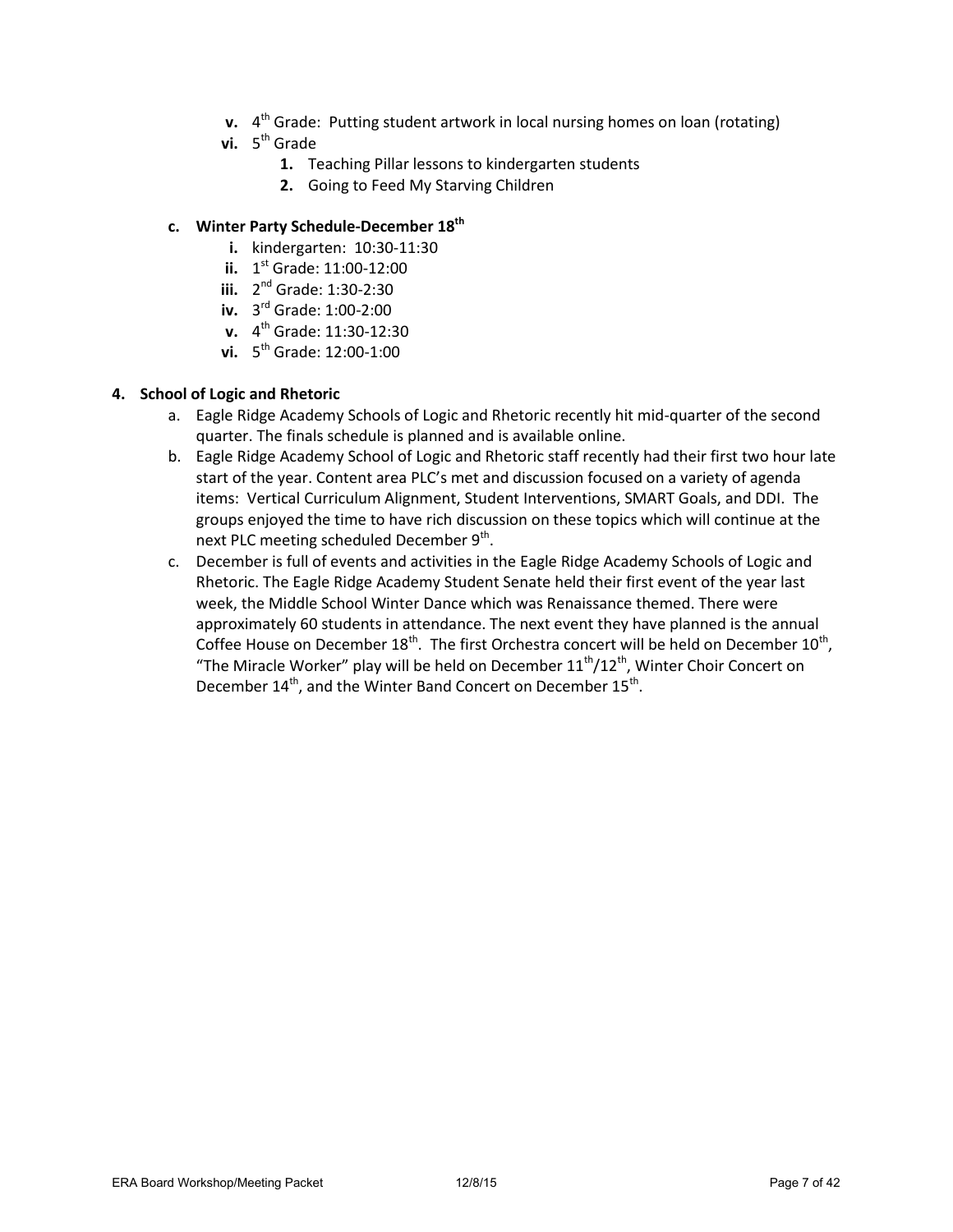- **v.** 4th Grade: Putting student artwork in local nursing homes on loan (rotating)
- **vi.** 5th Grade
  1. Teaching Pillar lessons to kindergarten students
  2. Going to Feed My Starving Children

**c. Winter Party Schedule-December 18th**

- **i.** kindergarten: 10:30-11:30
- **ii.** 1st Grade: 11:00-12:00
- **iii.** 2nd Grade: 1:30-2:30
- **iv.** 3rd Grade: 1:00-2:00
- **v.** 4th Grade: 11:30-12:30
- **vi.** 5th Grade: 12:00-1:00

**4. School of Logic and Rhetoric**

a. Eagle Ridge Academy Schools of Logic and Rhetoric recently hit mid-quarter of the second quarter. The finals schedule is planned and is available online.

b. Eagle Ridge Academy School of Logic and Rhetoric staff recently had their first two hour late start of the year. Content area PLC's met and discussion focused on a variety of agenda items: Vertical Curriculum Alignment, Student Interventions, SMART Goals, and DDI. The groups enjoyed the time to have rich discussion on these topics which will continue at the next PLC meeting scheduled December 9th.

c. December is full of events and activities in the Eagle Ridge Academy Schools of Logic and Rhetoric. The Eagle Ridge Academy Student Senate held their first event of the year last week, the Middle School Winter Dance which was Renaissance themed. There were approximately 60 students in attendance. The next event they have planned is the annual Coffee House on December 18th. The first Orchestra concert will be held on December 10th, "The Miracle Worker" play will be held on December 11th/12th, Winter Choir Concert on December 14th, and the Winter Band Concert on December 15th.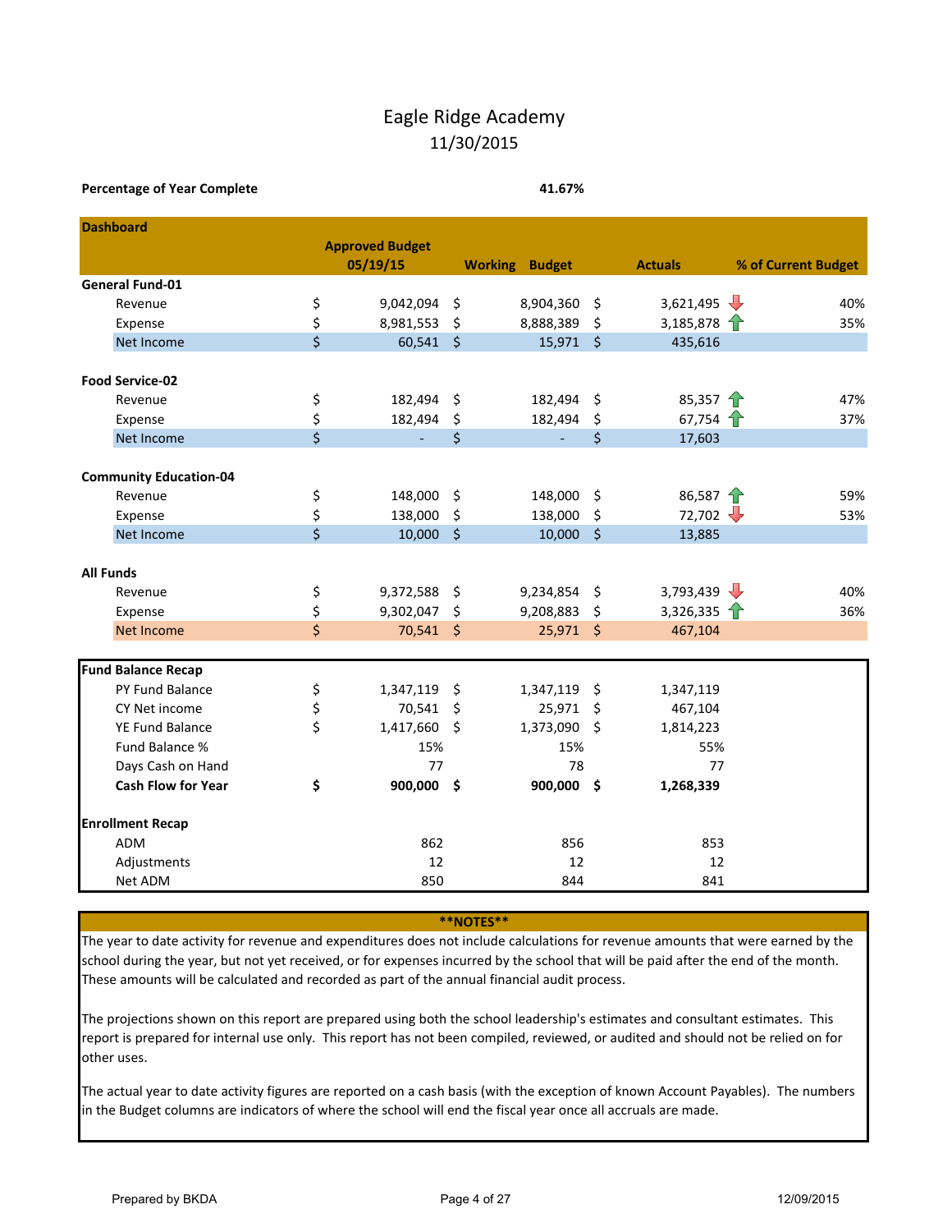# Eagle Ridge Academy

## 11/30/2015

**Percentage of Year Complete** **41.67%**

| Dashboard | Approved Budget 05/19/15 | Working Budget | Actuals | | % of Current Budget |
|---|---|---|---|---|---|
| **General Fund-01** | | | | | |
| Revenue | $ 9,042,094 | $ 8,904,360 | $ 3,621,495 | ↓ | 40% |
| Expense | $ 8,981,553 | $ 8,888,389 | $ 3,185,878 | ↑ | 35% |
| Net Income | $ 60,541 | $ 15,971 | $ 435,616 | | |
| **Food Service-02** | | | | | |
| Revenue | $ 182,494 | $ 182,494 | $ 85,357 | ↑ | 47% |
| Expense | $ 182,494 | $ 182,494 | $ 67,754 | ↑ | 37% |
| Net Income | $ - | $ - | $ 17,603 | | |
| **Community Education-04** | | | | | |
| Revenue | $ 148,000 | $ 148,000 | $ 86,587 | ↑ | 59% |
| Expense | $ 138,000 | $ 138,000 | $ 72,702 | ↓ | 53% |
| Net Income | $ 10,000 | $ 10,000 | $ 13,885 | | |
| **All Funds** | | | | | |
| Revenue | $ 9,372,588 | $ 9,234,854 | $ 3,793,439 | ↓ | 40% |
| Expense | $ 9,302,047 | $ 9,208,883 | $ 3,326,335 | ↑ | 36% |
| Net Income | $ 70,541 | $ 25,971 | $ 467,104 | | |

| Fund Balance Recap | Approved Budget 05/19/15 | Working Budget | Actuals |
|---|---|---|---|
| PY Fund Balance | $ 1,347,119 | $ 1,347,119 | $ 1,347,119 |
| CY Net income | $ 70,541 | $ 25,971 | $ 467,104 |
| YE Fund Balance | $ 1,417,660 | $ 1,373,090 | $ 1,814,223 |
| Fund Balance % | 15% | 15% | 55% |
| Days Cash on Hand | 77 | 78 | 77 |
| **Cash Flow for Year** | **$ 900,000** | **$ 900,000** | **$ 1,268,339** |
| **Enrollment Recap** | | | |
| ADM | 862 | 856 | 853 |
| Adjustments | 12 | 12 | 12 |
| Net ADM | 850 | 844 | 841 |

**\*\*NOTES\*\***

The year to date activity for revenue and expenditures does not include calculations for revenue amounts that were earned by the school during the year, but not yet received, or for expenses incurred by the school that will be paid after the end of the month. These amounts will be calculated and recorded as part of the annual financial audit process.

The projections shown on this report are prepared using both the school leadership's estimates and consultant estimates. This report is prepared for internal use only. This report has not been compiled, reviewed, or audited and should not be relied on for other uses.

The actual year to date activity figures are reported on a cash basis (with the exception of known Account Payables). The numbers in the Budget columns are indicators of where the school will end the fiscal year once all accruals are made.

Prepared by BKDA 12/09/2015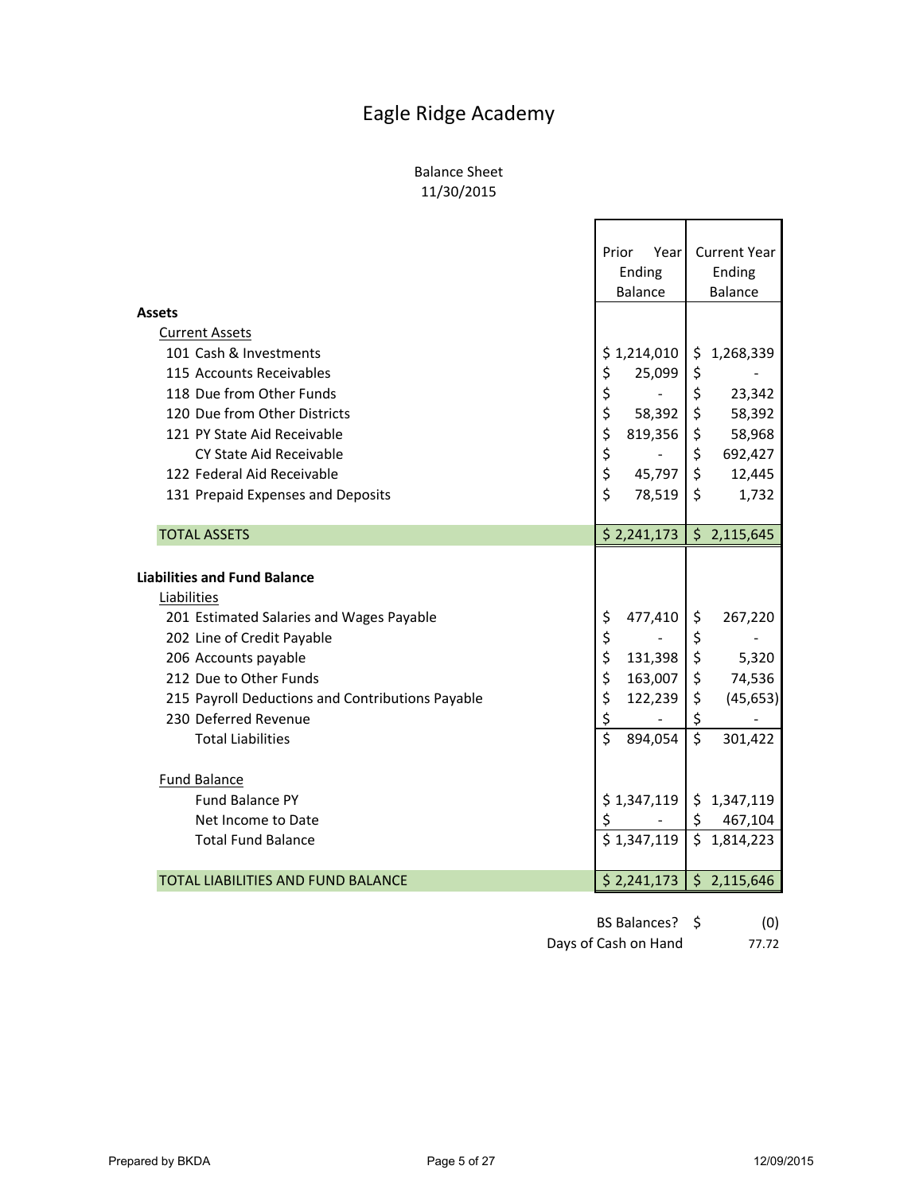# Eagle Ridge Academy

Balance Sheet
11/30/2015

| | Prior Year Ending Balance | Current Year Ending Balance |
|---|---|---|
| **Assets** | | |
| Current Assets | | |
| 101 Cash & Investments | $ 1,214,010 | $ 1,268,339 |
| 115 Accounts Receivables | $ 25,099 | $ - |
| 118 Due from Other Funds | $ - | $ 23,342 |
| 120 Due from Other Districts | $ 58,392 | $ 58,392 |
| 121 PY State Aid Receivable | $ 819,356 | $ 58,968 |
| CY State Aid Receivable | $ - | $ 692,427 |
| 122 Federal Aid Receivable | $ 45,797 | $ 12,445 |
| 131 Prepaid Expenses and Deposits | $ 78,519 | $ 1,732 |
| TOTAL ASSETS | $ 2,241,173 | $ 2,115,645 |
| **Liabilities and Fund Balance** | | |
| Liabilities | | |
| 201 Estimated Salaries and Wages Payable | $ 477,410 | $ 267,220 |
| 202 Line of Credit Payable | $ - | $ - |
| 206 Accounts payable | $ 131,398 | $ 5,320 |
| 212 Due to Other Funds | $ 163,007 | $ 74,536 |
| 215 Payroll Deductions and Contributions Payable | $ 122,239 | $ (45,653) |
| 230 Deferred Revenue | $ - | $ - |
| Total Liabilities | $ 894,054 | $ 301,422 |
| Fund Balance | | |
| Fund Balance PY | $ 1,347,119 | $ 1,347,119 |
| Net Income to Date | $ - | $ 467,104 |
| Total Fund Balance | $ 1,347,119 | $ 1,814,223 |
| TOTAL LIABILITIES AND FUND BALANCE | $ 2,241,173 | $ 2,115,646 |

BS Balances? $ (0)

Days of Cash on Hand 77.72